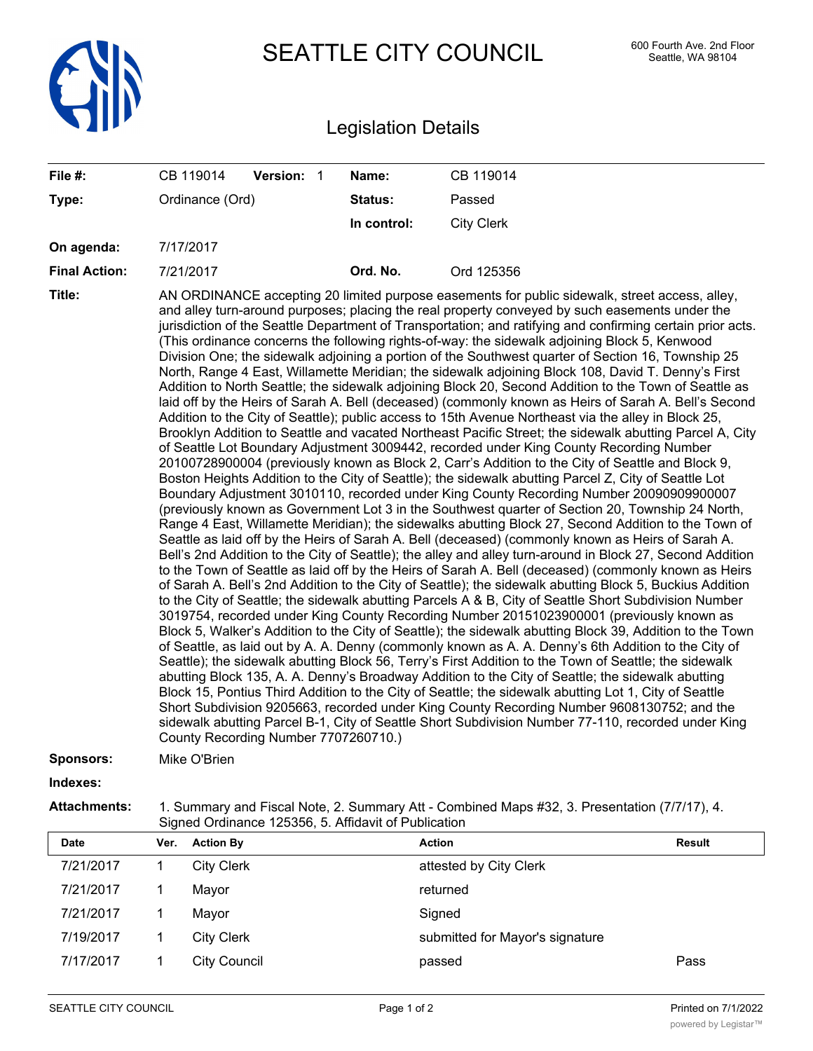# SEATTLE CITY COUNCIL

600 Fourth Ave. 2nd Floor
Seattle, WA 98104

## Legislation Details

| | | | |
|---|---|---|---|
| **File #:** | CB 119014 **Version:** 1 | **Name:** | CB 119014 |
| **Type:** | Ordinance (Ord) | **Status:** | Passed |
| | | **In control:** | City Clerk |
| **On agenda:** | 7/17/2017 | | |
| **Final Action:** | 7/21/2017 | **Ord. No.** | Ord 125356 |

**Title:** AN ORDINANCE accepting 20 limited purpose easements for public sidewalk, street access, alley, and alley turn-around purposes; placing the real property conveyed by such easements under the jurisdiction of the Seattle Department of Transportation; and ratifying and confirming certain prior acts. (This ordinance concerns the following rights-of-way: the sidewalk adjoining Block 5, Kenwood Division One; the sidewalk adjoining a portion of the Southwest quarter of Section 16, Township 25 North, Range 4 East, Willamette Meridian; the sidewalk adjoining Block 108, David T. Denny's First Addition to North Seattle; the sidewalk adjoining Block 20, Second Addition to the Town of Seattle as laid off by the Heirs of Sarah A. Bell (deceased) (commonly known as Heirs of Sarah A. Bell's Second Addition to the City of Seattle); public access to 15th Avenue Northeast via the alley in Block 25, Brooklyn Addition to Seattle and vacated Northeast Pacific Street; the sidewalk abutting Parcel A, City of Seattle Lot Boundary Adjustment 3009442, recorded under King County Recording Number 20100728900004 (previously known as Block 2, Carr's Addition to the City of Seattle and Block 9, Boston Heights Addition to the City of Seattle); the sidewalk abutting Parcel Z, City of Seattle Lot Boundary Adjustment 3010110, recorded under King County Recording Number 20090909900007 (previously known as Government Lot 3 in the Southwest quarter of Section 20, Township 24 North, Range 4 East, Willamette Meridian); the sidewalks abutting Block 27, Second Addition to the Town of Seattle as laid off by the Heirs of Sarah A. Bell (deceased) (commonly known as Heirs of Sarah A. Bell's 2nd Addition to the City of Seattle); the alley and alley turn-around in Block 27, Second Addition to the Town of Seattle as laid off by the Heirs of Sarah A. Bell (deceased) (commonly known as Heirs of Sarah A. Bell's 2nd Addition to the City of Seattle); the sidewalk abutting Block 5, Buckius Addition to the City of Seattle; the sidewalk abutting Parcels A & B, City of Seattle Short Subdivision Number 3019754, recorded under King County Recording Number 20151023900001 (previously known as Block 5, Walker's Addition to the City of Seattle); the sidewalk abutting Block 39, Addition to the Town of Seattle, as laid out by A. A. Denny (commonly known as A. A. Denny's 6th Addition to the City of Seattle); the sidewalk abutting Block 56, Terry's First Addition to the Town of Seattle; the sidewalk abutting Block 135, A. A. Denny's Broadway Addition to the City of Seattle; the sidewalk abutting Block 15, Pontius Third Addition to the City of Seattle; the sidewalk abutting Lot 1, City of Seattle Short Subdivision 9205663, recorded under King County Recording Number 9608130752; and the sidewalk abutting Parcel B-1, City of Seattle Short Subdivision Number 77-110, recorded under King County Recording Number 7707260710.)

**Sponsors:** Mike O'Brien

**Indexes:**

**Attachments:** 1. Summary and Fiscal Note, 2. Summary Att - Combined Maps #32, 3. Presentation (7/7/17), 4. Signed Ordinance 125356, 5. Affidavit of Publication

| Date | Ver. | Action By | Action | Result |
|---|---|---|---|---|
| 7/21/2017 | 1 | City Clerk | attested by City Clerk | |
| 7/21/2017 | 1 | Mayor | returned | |
| 7/21/2017 | 1 | Mayor | Signed | |
| 7/19/2017 | 1 | City Clerk | submitted for Mayor's signature | |
| 7/17/2017 | 1 | City Council | passed | Pass |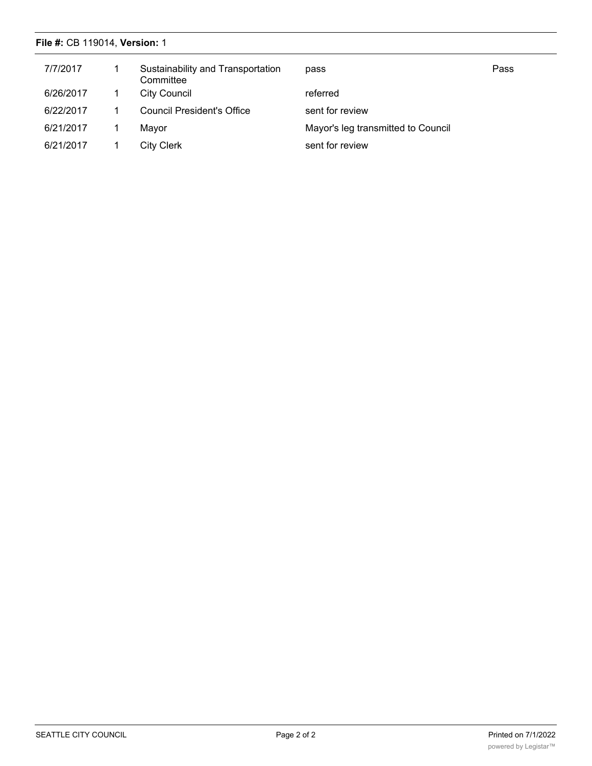**File #:** CB 119014, **Version:** 1

| | | | | |
|---|---|---|---|---|
| 7/7/2017 | 1 | Sustainability and Transportation Committee | pass | Pass |
| 6/26/2017 | 1 | City Council | referred | |
| 6/22/2017 | 1 | Council President's Office | sent for review | |
| 6/21/2017 | 1 | Mayor | Mayor's leg transmitted to Council | |
| 6/21/2017 | 1 | City Clerk | sent for review | |